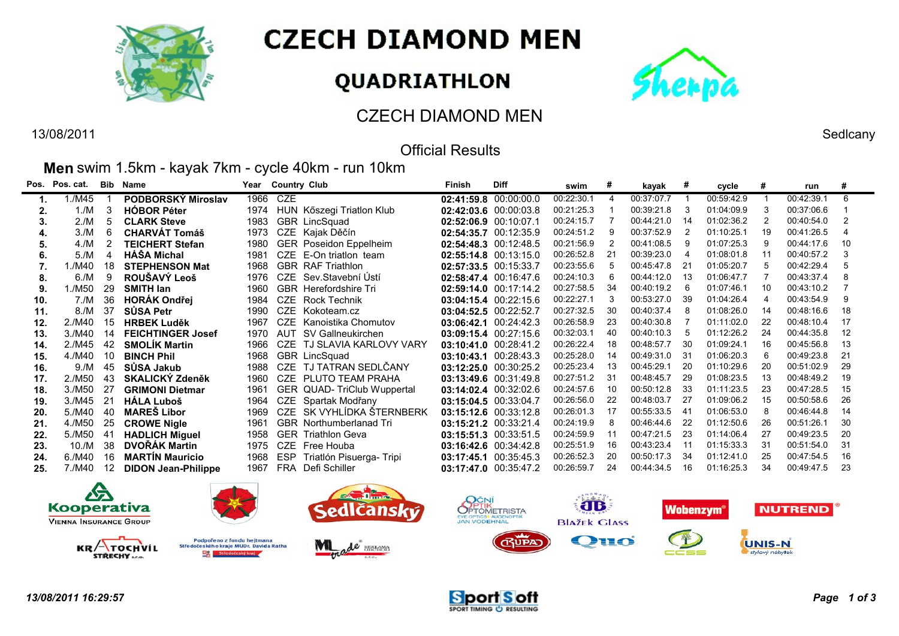# CZECH DIAMOND MEN

## QUADRIATHLON

## CZECH DIAMOND MEN

13/08/2011 Sedlcany

### Official Results

**Men** swim 1.5km - kayak 7km - cycle 40km - run 10km

| Pos. | Pos. cat. | Bib | Name | Year | Country | Club | Finish | Diff | swim | # | kayak | # | cycle | # | run | # |
|---|---|---|---|---|---|---|---|---|---|---|---|---|---|---|---|---|
| 1. | 1./M45 | 1 | PODBORSKÝ Miroslav | 1966 | CZE | | 02:41:59.8 | 00:00:00.0 | 00:22:30.1 | 4 | 00:37:07.7 | 1 | 00:59:42.9 | 1 | 00:42:39.1 | 6 |
| 2. | 1./M | 3 | HÓBOR Péter | 1974 | HUN | Kőszegi Triatlon Klub | 02:42:03.6 | 00:00:03.8 | 00:21:25.3 | 1 | 00:39:21.8 | 3 | 01:04:09.9 | 3 | 00:37:06.6 | 1 |
| 3. | 2./M | 5 | CLARK Steve | 1983 | GBR | LincSquad | 02:52:06.9 | 00:10:07.1 | 00:24:15.7 | 7 | 00:44:21.0 | 14 | 01:02:36.2 | 2 | 00:40:54.0 | 2 |
| 4. | 3./M | 6 | CHARVÁT Tomáš | 1973 | CZE | Kajak Děčín | 02:54:35.7 | 00:12:35.9 | 00:24:51.2 | 9 | 00:37:52.9 | 2 | 01:10:25.1 | 19 | 00:41:26.5 | 4 |
| 5. | 4./M | 2 | TEICHERT Stefan | 1980 | GER | Poseidon Eppelheim | 02:54:48.3 | 00:12:48.5 | 00:21:56.9 | 2 | 00:41:08.5 | 9 | 01:07:25.3 | 9 | 00:44:17.6 | 10 |
| 6. | 5./M | 4 | HÁŠA Michal | 1981 | CZE | E-On triatlon team | 02:55:14.8 | 00:13:15.0 | 00:26:52.8 | 21 | 00:39:23.0 | 4 | 01:08:01.8 | 11 | 00:40:57.2 | 3 |
| 7. | 1./M40 | 18 | STEPHENSON Mat | 1968 | GBR | RAF Triathlon | 02:57:33.5 | 00:15:33.7 | 00:23:55.6 | 5 | 00:45:47.8 | 21 | 01:05:20.7 | 5 | 00:42:29.4 | 5 |
| 8. | 6./M | 9 | ROUŠAVÝ Leoš | 1976 | CZE | Sev.Stavební Ústí | 02:58:47.4 | 00:16:47.6 | 00:24:10.3 | 6 | 00:44:12.0 | 13 | 01:06:47.7 | 7 | 00:43:37.4 | 8 |
| 9. | 1./M50 | 29 | SMITH Ian | 1960 | GBR | Herefordshire Tri | 02:59:14.0 | 00:17:14.2 | 00:27:58.5 | 34 | 00:40:19.2 | 6 | 01:07:46.1 | 10 | 00:43:10.2 | 7 |
| 10. | 7./M | 36 | HORÁK Ondřej | 1984 | CZE | Rock Technik | 03:04:15.4 | 00:22:15.6 | 00:22:27.1 | 3 | 00:53:27.0 | 39 | 01:04:26.4 | 4 | 00:43:54.9 | 9 |
| 11. | 8./M | 37 | SŮSA Petr | 1990 | CZE | Kokoteam.cz | 03:04:52.5 | 00:22:52.7 | 00:27:32.5 | 30 | 00:40:37.4 | 8 | 01:08:26.0 | 14 | 00:48:16.6 | 18 |
| 12. | 2./M40 | 15 | HRBEK Luděk | 1967 | CZE | Kanoistika Chomutov | 03:06:42.1 | 00:24:42.3 | 00:26:58.9 | 23 | 00:40:30.8 | 7 | 01:11:02.0 | 22 | 00:48:10.4 | 17 |
| 13. | 3./M40 | 14 | FEICHTINGER Josef | 1970 | AUT | SV Gallneukirchen | 03:09:15.4 | 00:27:15.6 | 00:32:03.1 | 40 | 00:40:10.3 | 5 | 01:12:26.2 | 24 | 00:44:35.8 | 12 |
| 14. | 2./M45 | 42 | SMOLÍK Martin | 1966 | CZE | TJ SLAVIA KARLOVY VARY | 03:10:41.0 | 00:28:41.2 | 00:26:22.4 | 18 | 00:48:57.7 | 30 | 01:09:24.1 | 16 | 00:45:56.8 | 13 |
| 15. | 4./M40 | 10 | BINCH Phil | 1968 | GBR | LincSquad | 03:10:43.1 | 00:28:43.3 | 00:25:28.0 | 14 | 00:49:31.0 | 31 | 01:06:20.3 | 6 | 00:49:23.8 | 21 |
| 16. | 9./M | 45 | SŮSA Jakub | 1988 | CZE | TJ TATRAN SEDLČANY | 03:12:25.0 | 00:30:25.2 | 00:25:23.4 | 13 | 00:45:29.1 | 20 | 01:10:29.6 | 20 | 00:51:02.9 | 29 |
| 17. | 2./M50 | 43 | SKALICKÝ Zdeněk | 1960 | CZE | PLUTO TEAM PRAHA | 03:13:49.6 | 00:31:49.8 | 00:27:51.2 | 31 | 00:48:45.7 | 29 | 01:08:23.5 | 13 | 00:48:49.2 | 19 |
| 18. | 3./M50 | 27 | GRIMONI Dietmar | 1961 | GER | QUAD- TriClub Wuppertal | 03:14:02.2 | 00:32:02.6 | 00:24:57.6 | 10 | 00:50:12.8 | 33 | 01:11:23.5 | 23 | 00:47:28.5 | 15 |
| 19. | 3./M45 | 21 | HÁLA Luboš | 1964 | CZE | Spartak Modřany | 03:15:04.5 | 00:33:04.7 | 00:26:56.0 | 22 | 00:48:03.7 | 27 | 01:09:06.2 | 15 | 00:50:58.6 | 26 |
| 20. | 5./M40 | 40 | MAREŠ Libor | 1969 | CZE | SK VYHLÍDKA ŠTERNBERK | 03:15:12.6 | 00:33:12.8 | 00:26:01.3 | 17 | 00:55:33.5 | 41 | 01:06:53.0 | 8 | 00:46:44.8 | 14 |
| 21. | 4./M50 | 25 | CROWE Nigle | 1961 | GBR | Northumberlanad Tri | 03:15:21.2 | 00:33:21.4 | 00:24:19.9 | 8 | 00:46:44.6 | 22 | 01:12:50.6 | 26 | 00:51:26.1 | 30 |
| 22. | 5./M50 | 41 | HADLICH Miguel | 1958 | GER | Triathlon Geva | 03:15:51.3 | 00:33:51.5 | 00:24:59.9 | 11 | 00:47:21.5 | 23 | 01:14:06.4 | 27 | 00:49:23.5 | 20 |
| 23. | 10./M | 38 | DVOŘÁK Martin | 1975 | CZE | Free Houba | 03:16:42.6 | 00:34:42.8 | 00:25:51.9 | 16 | 00:43:23.4 | 11 | 01:15:33.3 | 31 | 00:51:54.0 | 31 |
| 24. | 6./M40 | 16 | MARTÍN Mauricio | 1968 | ESP | Triatlón Pisuerga- Tripi | 03:17:45.1 | 00:35:45.3 | 00:26:52.3 | 20 | 00:50:17.3 | 34 | 01:12:41.0 | 25 | 00:47:54.5 | 16 |
| 25. | 7./M40 | 12 | DIDON Jean-Philippe | 1967 | FRA | Defi Schiller | 03:17:47.0 | 00:35:47.2 | 00:26:59.7 | 24 | 00:44:34.5 | 16 | 01:16:25.3 | 34 | 00:49:47.5 | 23 |

*13/08/2011 16:29:57*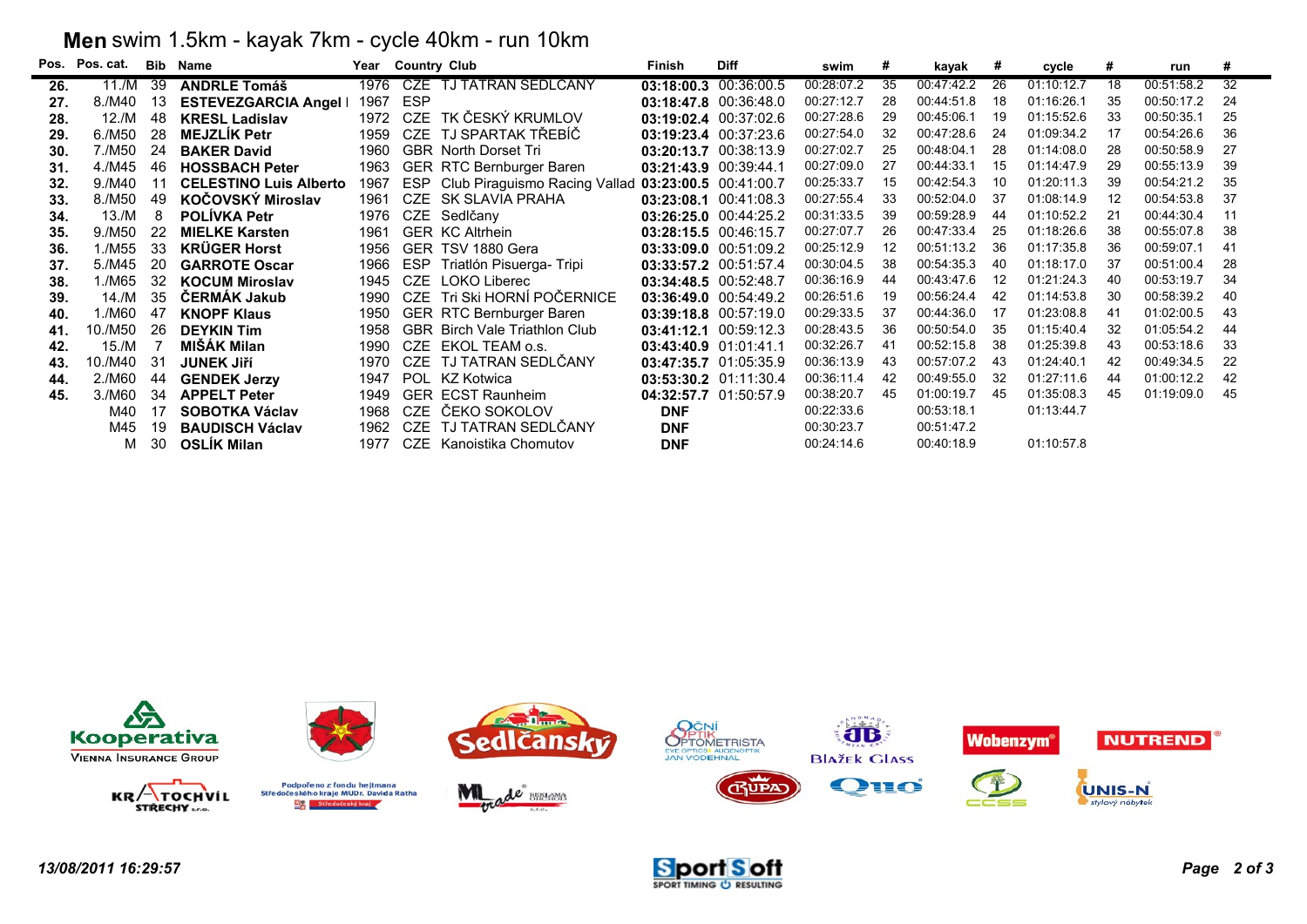**Men** swim 1.5km - kayak 7km - cycle 40km - run 10km

| Pos. | Pos. cat. | Bib | Name | Year | Country | Club | Finish | Diff | swim | # | kayak | # | cycle | # | run | # |
|---|---|---|---|---|---|---|---|---|---|---|---|---|---|---|---|---|
| 26. | 11./M | 39 | **ANDRLE Tomáš** | 1976 | CZE | TJ TATRAN SEDLČANY | **03:18:00.3** | 00:36:00.5 | 00:28:07.2 | 35 | 00:47:42.2 | 26 | 01:10:12.7 | 18 | 00:51:58.2 | 32 |
| 27. | 8./M40 | 13 | **ESTEVEZGARCIA Angel I** | 1967 | ESP | | **03:18:47.8** | 00:36:48.0 | 00:27:12.7 | 28 | 00:44:51.8 | 18 | 01:16:26.1 | 35 | 00:50:17.2 | 24 |
| 28. | 12./M | 48 | **KRESL Ladislav** | 1972 | CZE | TK ČESKÝ KRUMLOV | **03:19:02.4** | 00:37:02.6 | 00:27:28.6 | 29 | 00:45:06.1 | 19 | 01:15:52.6 | 33 | 00:50:35.1 | 25 |
| 29. | 6./M50 | 28 | **MEJZLÍK Petr** | 1959 | CZE | TJ SPARTAK TŘEBÍČ | **03:19:23.4** | 00:37:23.6 | 00:27:54.0 | 32 | 00:47:28.6 | 24 | 01:09:34.2 | 17 | 00:54:26.6 | 36 |
| 30. | 7./M50 | 24 | **BAKER David** | 1960 | GBR | North Dorset Tri | **03:20:13.7** | 00:38:13.9 | 00:27:02.7 | 25 | 00:48:04.1 | 28 | 01:14:08.0 | 28 | 00:50:58.9 | 27 |
| 31. | 4./M45 | 46 | **HOSSBACH Peter** | 1963 | GER | RTC Bernburger Baren | **03:21:43.9** | 00:39:44.1 | 00:27:09.0 | 27 | 00:44:33.1 | 15 | 01:14:47.9 | 29 | 00:55:13.9 | 39 |
| 32. | 9./M40 | 11 | **CELESTINO Luis Alberto** | 1967 | ESP | Club Piraguismo Racing Vallad | **03:23:00.5** | 00:41:00.7 | 00:25:33.7 | 15 | 00:42:54.3 | 10 | 01:20:11.3 | 39 | 00:54:21.2 | 35 |
| 33. | 8./M50 | 49 | **KOČOVSKÝ Miroslav** | 1961 | CZE | SK SLAVIA PRAHA | **03:23:08.1** | 00:41:08.3 | 00:27:55.4 | 33 | 00:52:04.0 | 37 | 01:08:14.9 | 12 | 00:54:53.8 | 37 |
| 34. | 13./M | 8 | **POLÍVKA Petr** | 1976 | CZE | Sedlčany | **03:26:25.0** | 00:44:25.2 | 00:31:33.5 | 39 | 00:59:28.9 | 44 | 01:10:52.2 | 21 | 00:44:30.4 | 11 |
| 35. | 9./M50 | 22 | **MIELKE Karsten** | 1961 | GER | KC Altrhein | **03:28:15.5** | 00:46:15.7 | 00:27:07.7 | 26 | 00:47:33.4 | 25 | 01:18:26.6 | 38 | 00:55:07.8 | 38 |
| 36. | 1./M55 | 33 | **KRÜGER Horst** | 1956 | GER | TSV 1880 Gera | **03:33:09.0** | 00:51:09.2 | 00:25:12.9 | 12 | 00:51:13.2 | 36 | 01:17:35.8 | 36 | 00:59:07.1 | 41 |
| 37. | 5./M45 | 20 | **GARROTE Oscar** | 1966 | ESP | Triatlón Pisuerga- Tripi | **03:33:57.2** | 00:51:57.4 | 00:30:04.5 | 38 | 00:54:35.3 | 40 | 01:18:17.0 | 37 | 00:51:00.4 | 28 |
| 38. | 1./M65 | 32 | **KOCUM Miroslav** | 1945 | CZE | LOKO Liberec | **03:34:48.5** | 00:52:48.7 | 00:36:16.9 | 44 | 00:43:47.6 | 12 | 01:21:24.3 | 40 | 00:53:19.7 | 34 |
| 39. | 14./M | 35 | **ČERMÁK Jakub** | 1990 | CZE | Tri Ski HORNÍ POČERNICE | **03:36:49.0** | 00:54:49.2 | 00:26:51.6 | 19 | 00:56:24.4 | 42 | 01:14:53.8 | 30 | 00:58:39.2 | 40 |
| 40. | 1./M60 | 47 | **KNOPF Klaus** | 1950 | GER | RTC Bernburger Baren | **03:39:18.8** | 00:57:19.0 | 00:29:33.5 | 37 | 00:44:36.0 | 17 | 01:23:08.8 | 41 | 01:02:00.5 | 43 |
| 41. | 10./M50 | 26 | **DEYKIN Tim** | 1958 | GBR | Birch Vale Triathlon Club | **03:41:12.1** | 00:59:12.3 | 00:28:43.5 | 36 | 00:50:54.0 | 35 | 01:15:40.4 | 32 | 01:05:54.2 | 44 |
| 42. | 15./M | 7 | **MIŠÁK Milan** | 1990 | CZE | EKOL TEAM o.s. | **03:43:40.9** | 01:01:41.1 | 00:32:26.7 | 41 | 00:52:15.8 | 38 | 01:25:39.8 | 43 | 00:53:18.6 | 33 |
| 43. | 10./M40 | 31 | **JUNEK Jiří** | 1970 | CZE | TJ TATRAN SEDLČANY | **03:47:35.7** | 01:05:35.9 | 00:36:13.9 | 43 | 00:57:07.2 | 43 | 01:24:40.1 | 42 | 00:49:34.5 | 22 |
| 44. | 2./M60 | 44 | **GENDEK Jerzy** | 1947 | POL | KZ Kotwica | **03:53:30.2** | 01:11:30.4 | 00:36:11.4 | 42 | 00:49:55.0 | 32 | 01:27:11.6 | 44 | 01:00:12.2 | 42 |
| 45. | 3./M60 | 34 | **APPELT Peter** | 1949 | GER | ECST Raunheim | **04:32:57.7** | 01:50:57.9 | 00:38:20.7 | 45 | 01:00:19.7 | 45 | 01:35:08.3 | 45 | 01:19:09.0 | 45 |
| | M40 | 17 | **SOBOTKA Václav** | 1968 | CZE | ČEKO SOKOLOV | **DNF** | | 00:22:33.6 | | 00:53:18.1 | | 01:13:44.7 | | | |
| | M45 | 19 | **BAUDISCH Václav** | 1962 | CZE | TJ TATRAN SEDLČANY | **DNF** | | 00:30:23.7 | | 00:51:47.2 | | | | | |
| | M | 30 | **OSLÍK Milan** | 1977 | CZE | Kanoistika Chomutov | **DNF** | | 00:24:14.6 | | 00:40:18.9 | | 01:10:57.8 | | | |

Kooperativa Vienna Insurance Group · Sedlčanský · Oční optik optometrista Jan Vodehnal · Blažek Glass · Wobenzym · Nutrend · Krytochvíl střechy s.r.o. · Podpořeno z fondu hejtmana Středočeského kraje MUDr. Davida Ratha · ML trade · Župa · Quo · CCSS · UNIS-N stylový nábytek

*13/08/2011 16:29:57*

SportSoft sport timing resulting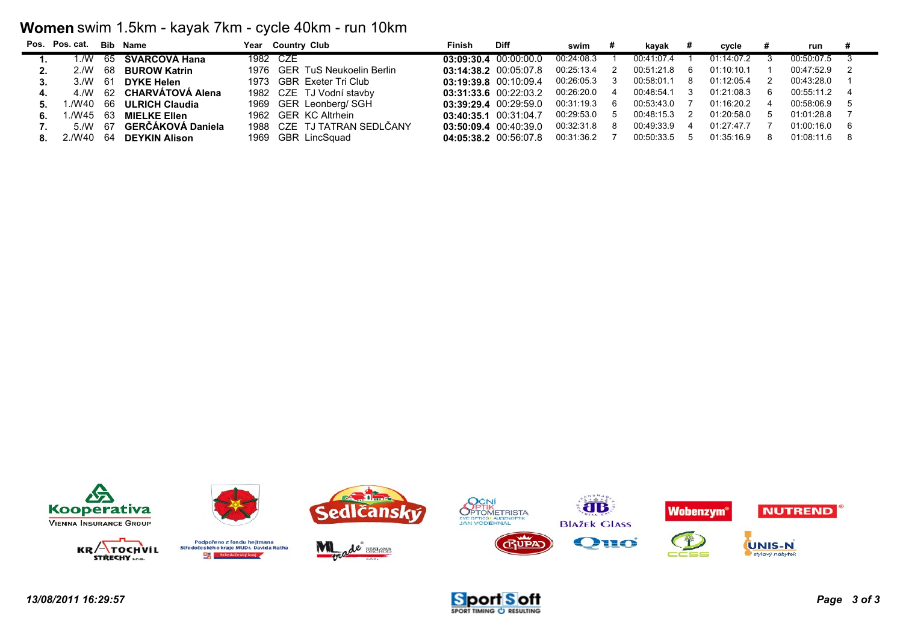# **Women** swim 1.5km - kayak 7km - cycle 40km - run 10km

| Pos. | Pos. cat. | Bib | Name | Year | Country | Club | Finish | Diff | swim | # | kayak | # | cycle | # | run | # |
|---|---|---|---|---|---|---|---|---|---|---|---|---|---|---|---|---|
| **1.** | 1./W | 65 | **ŠVARCOVÁ Hana** | 1982 | CZE | | **03:09:30.4** | 00:00:00.0 | 00:24:08.3 | 1 | 00:41:07.4 | 1 | 01:14:07.2 | 3 | 00:50:07.5 | 3 |
| **2.** | 2./W | 68 | **BUROW Katrin** | 1976 | GER | TuS Neukoelin Berlin | **03:14:38.2** | 00:05:07.8 | 00:25:13.4 | 2 | 00:51:21.8 | 6 | 01:10:10.1 | 1 | 00:47:52.9 | 2 |
| **3.** | 3./W | 61 | **DYKE Helen** | 1973 | GBR | Exeter Tri Club | **03:19:39.8** | 00:10:09.4 | 00:26:05.3 | 3 | 00:58:01.1 | 8 | 01:12:05.4 | 2 | 00:43:28.0 | 1 |
| **4.** | 4./W | 62 | **CHARVÁTOVÁ Alena** | 1982 | CZE | TJ Vodní stavby | **03:31:33.6** | 00:22:03.2 | 00:26:20.0 | 4 | 00:48:54.1 | 3 | 01:21:08.3 | 6 | 00:55:11.2 | 4 |
| **5.** | 1./W40 | 66 | **ULRICH Claudia** | 1969 | GER | Leonberg/ SGH | **03:39:29.4** | 00:29:59.0 | 00:31:19.3 | 6 | 00:53:43.0 | 7 | 01:16:20.2 | 4 | 00:58:06.9 | 5 |
| **6.** | 1./W45 | 63 | **MIELKE Ellen** | 1962 | GER | KC Altrhein | **03:40:35.1** | 00:31:04.7 | 00:29:53.0 | 5 | 00:48:15.3 | 2 | 01:20:58.0 | 5 | 01:01:28.8 | 7 |
| **7.** | 5./W | 67 | **GERČÁKOVÁ Daniela** | 1988 | CZE | TJ TATRAN SEDLČANY | **03:50:09.4** | 00:40:39.0 | 00:32:31.8 | 8 | 00:49:33.9 | 4 | 01:27:47.7 | 7 | 01:00:16.0 | 6 |
| **8.** | 2./W40 | 64 | **DEYKIN Alison** | 1969 | GBR | LincSquad | **04:05:38.2** | 00:56:07.8 | 00:31:36.2 | 7 | 00:50:33.5 | 5 | 01:35:16.9 | 8 | 01:08:11.6 | 8 |

*13/08/2011 16:29:57*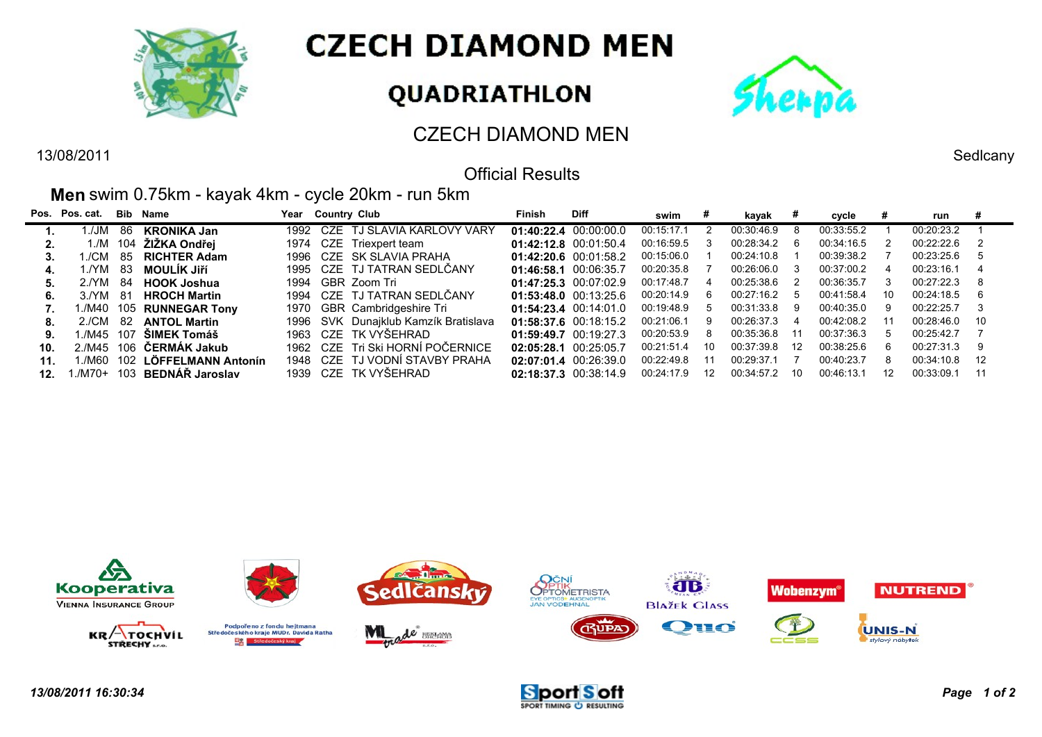# CZECH DIAMOND MEN

## QUADRIATHLON

### CZECH DIAMOND MEN

13/08/2011 Sedlcany

### Official Results

**Men** swim 0.75km - kayak 4km - cycle 20km - run 5km

| Pos. | Pos. cat. | Bib | Name | Year | Country | Club | Finish | Diff | swim | # | kayak | # | cycle | # | run | # |
|---|---|---|---|---|---|---|---|---|---|---|---|---|---|---|---|---|
| **1.** | 1./JM | 86 | **KRONIKA Jan** | 1992 | CZE | TJ SLAVIA KARLOVY VARY | **01:40:22.4** | 00:00:00.0 | 00:15:17.1 | 2 | 00:30:46.9 | 8 | 00:33:55.2 | 1 | 00:20:23.2 | 1 |
| **2.** | 1./M | 104 | **ŽIŽKA Ondřej** | 1974 | CZE | Triexpert team | **01:42:12.8** | 00:01:50.4 | 00:16:59.5 | 3 | 00:28:34.2 | 6 | 00:34:16.5 | 2 | 00:22:22.6 | 2 |
| **3.** | 1./CM | 85 | **RICHTER Adam** | 1996 | CZE | SK SLAVIA PRAHA | **01:42:20.6** | 00:01:58.2 | 00:15:06.0 | 1 | 00:24:10.8 | 1 | 00:39:38.2 | 7 | 00:23:25.6 | 5 |
| **4.** | 1./YM | 83 | **MOULÍK Jiří** | 1995 | CZE | TJ TATRAN SEDLČANY | **01:46:58.1** | 00:06:35.7 | 00:20:35.8 | 7 | 00:26:06.0 | 3 | 00:37:00.2 | 4 | 00:23:16.1 | 4 |
| **5.** | 2./YM | 84 | **HOOK Joshua** | 1994 | GBR | Zoom Tri | **01:47:25.3** | 00:07:02.9 | 00:17:48.7 | 4 | 00:25:38.6 | 2 | 00:36:35.7 | 3 | 00:27:22.3 | 8 |
| **6.** | 3./YM | 81 | **HROCH Martin** | 1994 | CZE | TJ TATRAN SEDLČANY | **01:53:48.0** | 00:13:25.6 | 00:20:14.9 | 6 | 00:27:16.2 | 5 | 00:41:58.4 | 10 | 00:24:18.5 | 6 |
| **7.** | 1./M40 | 105 | **RUNNEGAR Tony** | 1970 | GBR | Cambridgeshire Tri | **01:54:23.4** | 00:14:01.0 | 00:19:48.9 | 5 | 00:31:33.8 | 9 | 00:40:35.0 | 9 | 00:22:25.7 | 3 |
| **8.** | 2./CM | 82 | **ANTOL Martin** | 1996 | SVK | Dunajklub Kamzík Bratislava | **01:58:37.6** | 00:18:15.2 | 00:21:06.1 | 9 | 00:26:37.3 | 4 | 00:42:08.2 | 11 | 00:28:46.0 | 10 |
| **9.** | 1./M45 | 107 | **ŠIMEK Tomáš** | 1963 | CZE | TK VYŠEHRAD | **01:59:49.7** | 00:19:27.3 | 00:20:53.9 | 8 | 00:35:36.8 | 11 | 00:37:36.3 | 5 | 00:25:42.7 | 7 |
| **10.** | 2./M45 | 106 | **ČERMÁK Jakub** | 1962 | CZE | Tri Ski HORNÍ POČERNICE | **02:05:28.1** | 00:25:05.7 | 00:21:51.4 | 10 | 00:37:39.8 | 12 | 00:38:25.6 | 6 | 00:27:31.3 | 9 |
| **11.** | 1./M60 | 102 | **LÖFFELMANN Antonín** | 1948 | CZE | TJ VODNÍ STAVBY PRAHA | **02:07:01.4** | 00:26:39.0 | 00:22:49.8 | 11 | 00:29:37.1 | 7 | 00:40:23.7 | 8 | 00:34:10.8 | 12 |
| **12.** | 1./M70+ | 103 | **BEDNÁŘ Jaroslav** | 1939 | CZE | TK VYŠEHRAD | **02:18:37.3** | 00:38:14.9 | 00:24:17.9 | 12 | 00:34:57.2 | 10 | 00:46:13.1 | 12 | 00:33:09.1 | 11 |

*13/08/2011 16:30:34*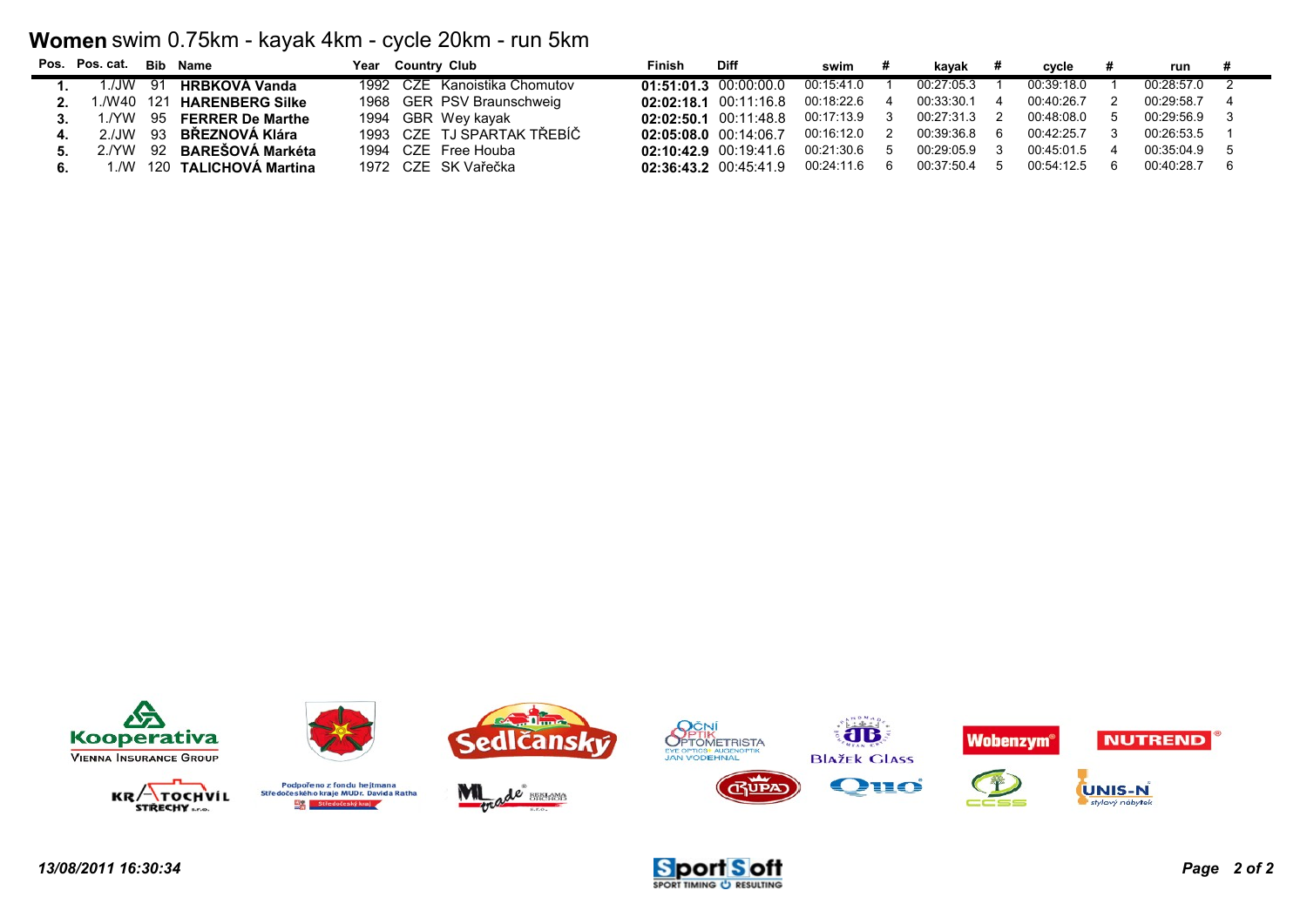## **Women** swim 0.75km - kayak 4km - cycle 20km - run 5km

| Pos. | Pos. cat. | Bib | Name | Year | Country | Club | Finish | Diff | swim | # | kayak | # | cycle | # | run | # |
|---|---|---|---|---|---|---|---|---|---|---|---|---|---|---|---|---|
| **1.** | 1./JW | 91 | **HRBKOVÁ Vanda** | 1992 | CZE | Kanoistika Chomutov | **01:51:01.3** | 00:00:00.0 | 00:15:41.0 | 1 | 00:27:05.3 | 1 | 00:39:18.0 | 1 | 00:28:57.0 | 2 |
| **2.** | 1./W40 | 121 | **HARENBERG Silke** | 1968 | GER | PSV Braunschweig | **02:02:18.1** | 00:11:16.8 | 00:18:22.6 | 4 | 00:33:30.1 | 4 | 00:40:26.7 | 2 | 00:29:58.7 | 4 |
| **3.** | 1./YW | 95 | **FERRER De Marthe** | 1994 | GBR | Wey kayak | **02:02:50.1** | 00:11:48.8 | 00:17:13.9 | 3 | 00:27:31.3 | 2 | 00:48:08.0 | 5 | 00:29:56.9 | 3 |
| **4.** | 2./JW | 93 | **BŘEZNOVÁ Klára** | 1993 | CZE | TJ SPARTAK TŘEBÍČ | **02:05:08.0** | 00:14:06.7 | 00:16:12.0 | 2 | 00:39:36.8 | 6 | 00:42:25.7 | 3 | 00:26:53.5 | 1 |
| **5.** | 2./YW | 92 | **BAREŠOVÁ Markéta** | 1994 | CZE | Free Houba | **02:10:42.9** | 00:19:41.6 | 00:21:30.6 | 5 | 00:29:05.9 | 3 | 00:45:01.5 | 4 | 00:35:04.9 | 5 |
| **6.** | 1./W | 120 | **TALICHOVÁ Martina** | 1972 | CZE | SK Vařečka | **02:36:43.2** | 00:45:41.9 | 00:24:11.6 | 6 | 00:37:50.4 | 5 | 00:54:12.5 | 6 | 00:40:28.7 | 6 |

Kooperativa VIENNA INSURANCE GROUP · Sedlčanský · OČNÍ OPTIK OPTOMETRISTA JAN VODEHNAL · Blažek Glass · Wobenzym · NUTREND · KRATOCHVÍL STŘECHY s.r.o. · Podpořeno z fondu hejtmana Středočeského kraje MUDr. Davida Ratha · ML trade · KRUPA · Quo · CCSS · UNIS-N stylový nábytek

*13/08/2011 16:30:34*

SportSoft SPORT TIMING RESULTING